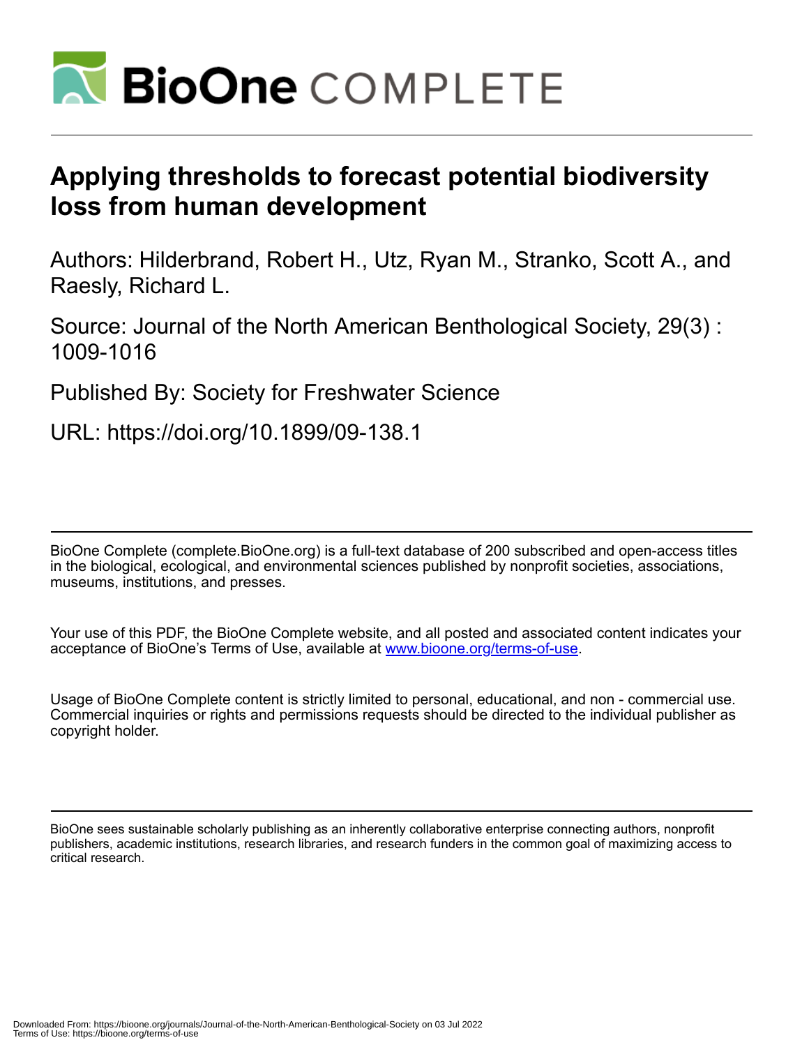# Applying thresholds to forecast potential biodiversity loss from human development

Authors: Hilderbrand, Robert H., Utz, Ryan M., Stranko, Scott A., and Raesly, Richard L.

Source: Journal of the North American Benthological Society, 29(3) : 1009-1016

Published By: Society for Freshwater Science

URL: https://doi.org/10.1899/09-138.1

BioOne Complete (complete.BioOne.org) is a full-text database of 200 subscribed and open-access titles in the biological, ecological, and environmental sciences published by nonprofit societies, associations, museums, institutions, and presses.

Your use of this PDF, the BioOne Complete website, and all posted and associated content indicates your acceptance of BioOne's Terms of Use, available at www.bioone.org/terms-of-use.

Usage of BioOne Complete content is strictly limited to personal, educational, and non - commercial use. Commercial inquiries or rights and permissions requests should be directed to the individual publisher as copyright holder.

BioOne sees sustainable scholarly publishing as an inherently collaborative enterprise connecting authors, nonprofit publishers, academic institutions, research libraries, and research funders in the common goal of maximizing access to critical research.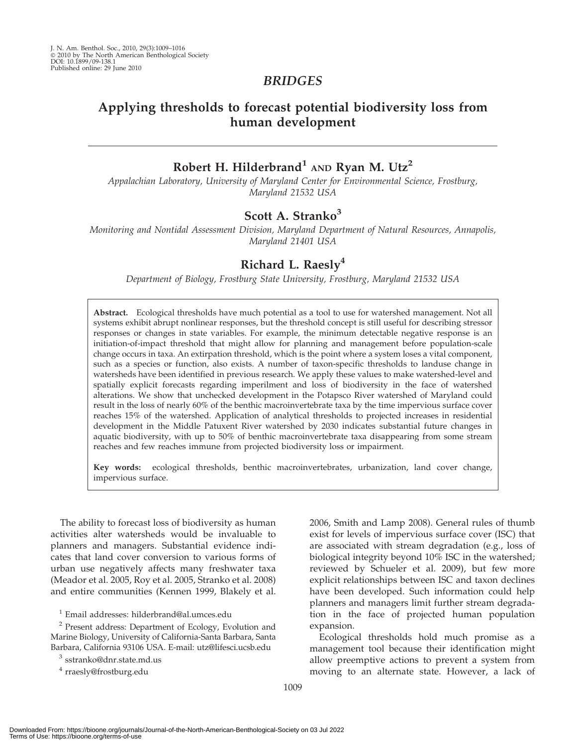## BRIDGES

# Applying thresholds to forecast potential biodiversity loss from human development

## Robert H. Hilderbrand[1] AND Ryan M. Utz[2]

*Appalachian Laboratory, University of Maryland Center for Environmental Science, Frostburg, Maryland 21532 USA*

## Scott A. Stranko[3]

*Monitoring and Nontidal Assessment Division, Maryland Department of Natural Resources, Annapolis, Maryland 21401 USA*

## Richard L. Raesly[4]

*Department of Biology, Frostburg State University, Frostburg, Maryland 21532 USA*

**Abstract.** Ecological thresholds have much potential as a tool to use for watershed management. Not all systems exhibit abrupt nonlinear responses, but the threshold concept is still useful for describing stressor responses or changes in state variables. For example, the minimum detectable negative response is an initiation-of-impact threshold that might allow for planning and management before population-scale change occurs in taxa. An extirpation threshold, which is the point where a system loses a vital component, such as a species or function, also exists. A number of taxon-specific thresholds to landuse change in watersheds have been identified in previous research. We apply these values to make watershed-level and spatially explicit forecasts regarding imperilment and loss of biodiversity in the face of watershed alterations. We show that unchecked development in the Potapsco River watershed of Maryland could result in the loss of nearly 60% of the benthic macroinvertebrate taxa by the time impervious surface cover reaches 15% of the watershed. Application of analytical thresholds to projected increases in residential development in the Middle Patuxent River watershed by 2030 indicates substantial future changes in aquatic biodiversity, with up to 50% of benthic macroinvertebrate taxa disappearing from some stream reaches and few reaches immune from projected biodiversity loss or impairment.

**Key words:** ecological thresholds, benthic macroinvertebrates, urbanization, land cover change, impervious surface.

The ability to forecast loss of biodiversity as human activities alter watersheds would be invaluable to planners and managers. Substantial evidence indicates that land cover conversion to various forms of urban use negatively affects many freshwater taxa (Meador et al. 2005, Roy et al. 2005, Stranko et al. 2008) and entire communities (Kennen 1999, Blakely et al. 2006, Smith and Lamp 2008). General rules of thumb exist for levels of impervious surface cover (ISC) that are associated with stream degradation (e.g., loss of biological integrity beyond 10% ISC in the watershed; reviewed by Schueler et al. 2009), but few more explicit relationships between ISC and taxon declines have been developed. Such information could help planners and managers limit further stream degradation in the face of projected human population expansion.

Ecological thresholds hold much promise as a management tool because their identification might allow preemptive actions to prevent a system from moving to an alternate state. However, a lack of

[1] Email addresses: hilderbrand@al.umces.edu

[2] Present address: Department of Ecology, Evolution and Marine Biology, University of California-Santa Barbara, Santa Barbara, California 93106 USA. E-mail: utz@lifesci.ucsb.edu

[3] sstranko@dnr.state.md.us

[4] rraesly@frostburg.edu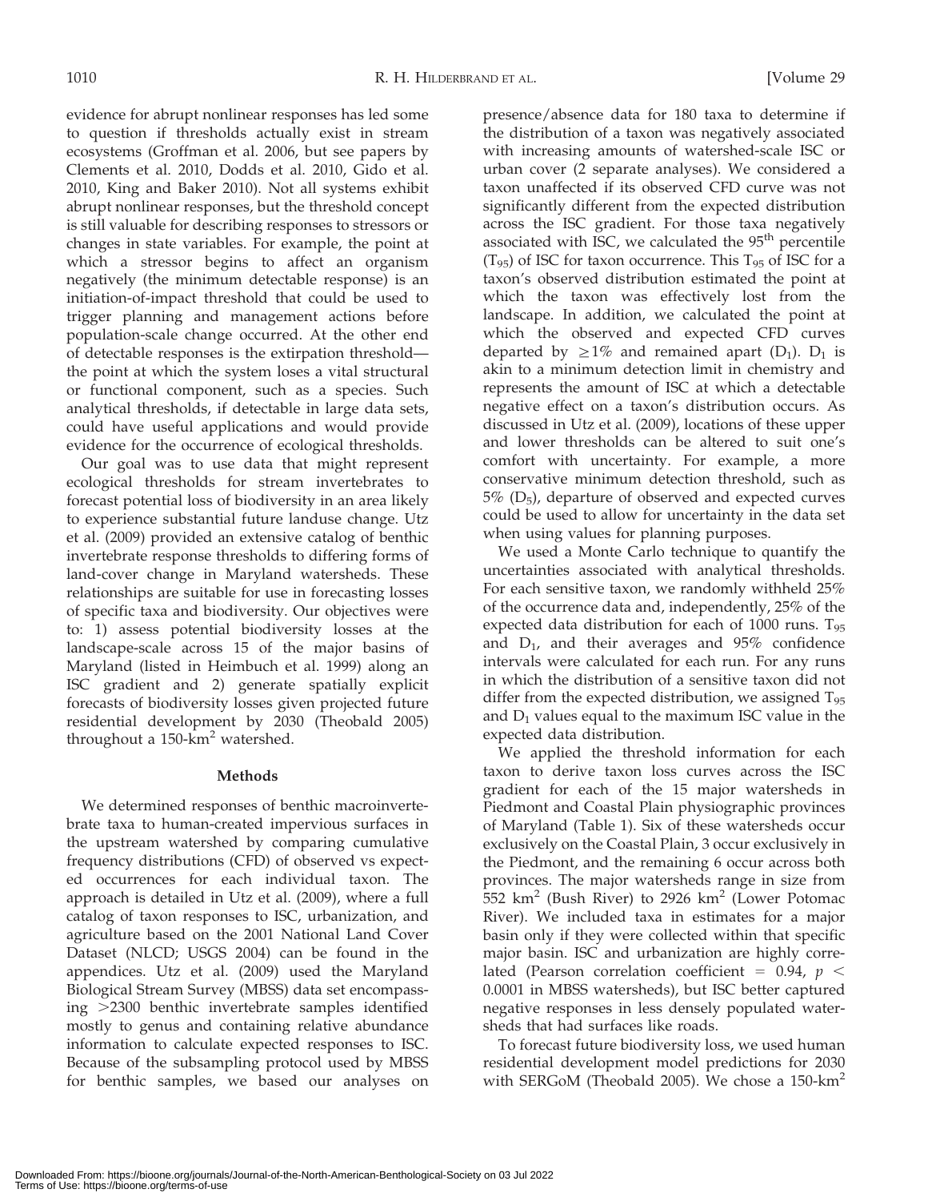evidence for abrupt nonlinear responses has led some to question if thresholds actually exist in stream ecosystems (Groffman et al. 2006, but see papers by Clements et al. 2010, Dodds et al. 2010, Gido et al. 2010, King and Baker 2010). Not all systems exhibit abrupt nonlinear responses, but the threshold concept is still valuable for describing responses to stressors or changes in state variables. For example, the point at which a stressor begins to affect an organism negatively (the minimum detectable response) is an initiation-of-impact threshold that could be used to trigger planning and management actions before population-scale change occurred. At the other end of detectable responses is the extirpation threshold—the point at which the system loses a vital structural or functional component, such as a species. Such analytical thresholds, if detectable in large data sets, could have useful applications and would provide evidence for the occurrence of ecological thresholds.

Our goal was to use data that might represent ecological thresholds for stream invertebrates to forecast potential loss of biodiversity in an area likely to experience substantial future landuse change. Utz et al. (2009) provided an extensive catalog of benthic invertebrate response thresholds to differing forms of land-cover change in Maryland watersheds. These relationships are suitable for use in forecasting losses of specific taxa and biodiversity. Our objectives were to: 1) assess potential biodiversity losses at the landscape-scale across 15 of the major basins of Maryland (listed in Heimbuch et al. 1999) along an ISC gradient and 2) generate spatially explicit forecasts of biodiversity losses given projected future residential development by 2030 (Theobald 2005) throughout a 150-km$^2$ watershed.

## Methods

We determined responses of benthic macroinvertebrate taxa to human-created impervious surfaces in the upstream watershed by comparing cumulative frequency distributions (CFD) of observed vs expected occurrences for each individual taxon. The approach is detailed in Utz et al. (2009), where a full catalog of taxon responses to ISC, urbanization, and agriculture based on the 2001 National Land Cover Dataset (NLCD; USGS 2004) can be found in the appendices. Utz et al. (2009) used the Maryland Biological Stream Survey (MBSS) data set encompassing >2300 benthic invertebrate samples identified mostly to genus and containing relative abundance information to calculate expected responses to ISC. Because of the subsampling protocol used by MBSS for benthic samples, we based our analyses on presence/absence data for 180 taxa to determine if the distribution of a taxon was negatively associated with increasing amounts of watershed-scale ISC or urban cover (2 separate analyses). We considered a taxon unaffected if its observed CFD curve was not significantly different from the expected distribution across the ISC gradient. For those taxa negatively associated with ISC, we calculated the 95$^{th}$ percentile ($T_{95}$) of ISC for taxon occurrence. This $T_{95}$ of ISC for a taxon's observed distribution estimated the point at which the taxon was effectively lost from the landscape. In addition, we calculated the point at which the observed and expected CFD curves departed by $\geq$1% and remained apart ($D_1$). $D_1$ is akin to a minimum detection limit in chemistry and represents the amount of ISC at which a detectable negative effect on a taxon's distribution occurs. As discussed in Utz et al. (2009), locations of these upper and lower thresholds can be altered to suit one's comfort with uncertainty. For example, a more conservative minimum detection threshold, such as 5% ($D_5$), departure of observed and expected curves could be used to allow for uncertainty in the data set when using values for planning purposes.

We used a Monte Carlo technique to quantify the uncertainties associated with analytical thresholds. For each sensitive taxon, we randomly withheld 25% of the occurrence data and, independently, 25% of the expected data distribution for each of 1000 runs. $T_{95}$ and $D_1$, and their averages and 95% confidence intervals were calculated for each run. For any runs in which the distribution of a sensitive taxon did not differ from the expected distribution, we assigned $T_{95}$ and $D_1$ values equal to the maximum ISC value in the expected data distribution.

We applied the threshold information for each taxon to derive taxon loss curves across the ISC gradient for each of the 15 major watersheds in Piedmont and Coastal Plain physiographic provinces of Maryland (Table 1). Six of these watersheds occur exclusively on the Coastal Plain, 3 occur exclusively in the Piedmont, and the remaining 6 occur across both provinces. The major watersheds range in size from 552 km$^2$ (Bush River) to 2926 km$^2$ (Lower Potomac River). We included taxa in estimates for a major basin only if they were collected within that specific major basin. ISC and urbanization are highly correlated (Pearson correlation coefficient = 0.94, $p <$ 0.0001 in MBSS watersheds), but ISC better captured negative responses in less densely populated watersheds that had surfaces like roads.

To forecast future biodiversity loss, we used human residential development model predictions for 2030 with SERGoM (Theobald 2005). We chose a 150-km$^2$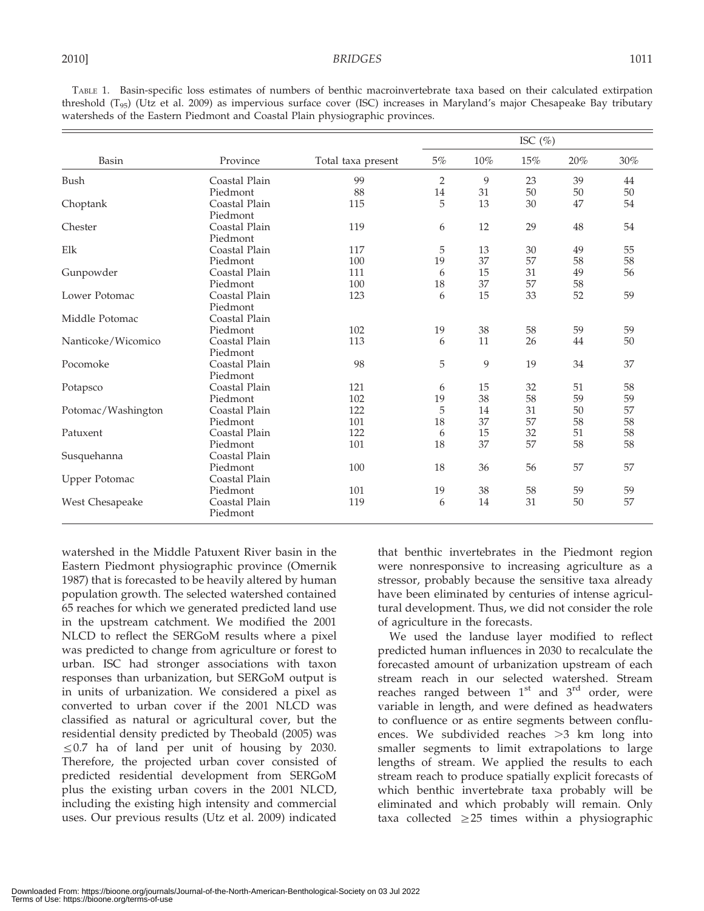TABLE 1. Basin-specific loss estimates of numbers of benthic macroinvertebrate taxa based on their calculated extirpation threshold ($T_{95}$) (Utz et al. 2009) as impervious surface cover (ISC) increases in Maryland's major Chesapeake Bay tributary watersheds of the Eastern Piedmont and Coastal Plain physiographic provinces.

| Basin | Province | Total taxa present | ISC (%) | | | | |
|---|---|---|---|---|---|---|---|
| | | | 5% | 10% | 15% | 20% | 30% |
| Bush | Coastal Plain | 99 | 2 | 9 | 23 | 39 | 44 |
| | Piedmont | 88 | 14 | 31 | 50 | 50 | 50 |
| Choptank | Coastal Plain | 115 | 5 | 13 | 30 | 47 | 54 |
| | Piedmont | | | | | | |
| Chester | Coastal Plain | 119 | 6 | 12 | 29 | 48 | 54 |
| | Piedmont | | | | | | |
| Elk | Coastal Plain | 117 | 5 | 13 | 30 | 49 | 55 |
| | Piedmont | 100 | 19 | 37 | 57 | 58 | 58 |
| Gunpowder | Coastal Plain | 111 | 6 | 15 | 31 | 49 | 56 |
| | Piedmont | 100 | 18 | 37 | 57 | 58 | |
| Lower Potomac | Coastal Plain | 123 | 6 | 15 | 33 | 52 | 59 |
| | Piedmont | | | | | | |
| Middle Potomac | Coastal Plain | | | | | | |
| | Piedmont | 102 | 19 | 38 | 58 | 59 | 59 |
| Nanticoke/Wicomico | Coastal Plain | 113 | 6 | 11 | 26 | 44 | 50 |
| | Piedmont | | | | | | |
| Pocomoke | Coastal Plain | 98 | 5 | 9 | 19 | 34 | 37 |
| | Piedmont | | | | | | |
| Potapsco | Coastal Plain | 121 | 6 | 15 | 32 | 51 | 58 |
| | Piedmont | 102 | 19 | 38 | 58 | 59 | 59 |
| Potomac/Washington | Coastal Plain | 122 | 5 | 14 | 31 | 50 | 57 |
| | Piedmont | 101 | 18 | 37 | 57 | 58 | 58 |
| Patuxent | Coastal Plain | 122 | 6 | 15 | 32 | 51 | 58 |
| | Piedmont | 101 | 18 | 37 | 57 | 58 | 58 |
| Susquehanna | Coastal Plain | | | | | | |
| | Piedmont | 100 | 18 | 36 | 56 | 57 | 57 |
| Upper Potomac | Coastal Plain | | | | | | |
| | Piedmont | 101 | 19 | 38 | 58 | 59 | 59 |
| West Chesapeake | Coastal Plain | 119 | 6 | 14 | 31 | 50 | 57 |
| | Piedmont | | | | | | |

watershed in the Middle Patuxent River basin in the Eastern Piedmont physiographic province (Omernik 1987) that is forecasted to be heavily altered by human population growth. The selected watershed contained 65 reaches for which we generated predicted land use in the upstream catchment. We modified the 2001 NLCD to reflect the SERGoM results where a pixel was predicted to change from agriculture or forest to urban. ISC had stronger associations with taxon responses than urbanization, but SERGoM output is in units of urbanization. We considered a pixel as converted to urban cover if the 2001 NLCD was classified as natural or agricultural cover, but the residential density predicted by Theobald (2005) was $\leq$0.7 ha of land per unit of housing by 2030. Therefore, the projected urban cover consisted of predicted residential development from SERGoM plus the existing urban covers in the 2001 NLCD, including the existing high intensity and commercial uses. Our previous results (Utz et al. 2009) indicated that benthic invertebrates in the Piedmont region were nonresponsive to increasing agriculture as a stressor, probably because the sensitive taxa already have been eliminated by centuries of intense agricultural development. Thus, we did not consider the role of agriculture in the forecasts.

We used the landuse layer modified to reflect predicted human influences in 2030 to recalculate the forecasted amount of urbanization upstream of each stream reach in our selected watershed. Stream reaches ranged between 1st and 3rd order, were variable in length, and were defined as headwaters to confluence or as entire segments between confluences. We subdivided reaches >3 km long into smaller segments to limit extrapolations to large lengths of stream. We applied the results to each stream reach to produce spatially explicit forecasts of which benthic invertebrate taxa probably will be eliminated and which probably will remain. Only taxa collected $\geq$25 times within a physiographic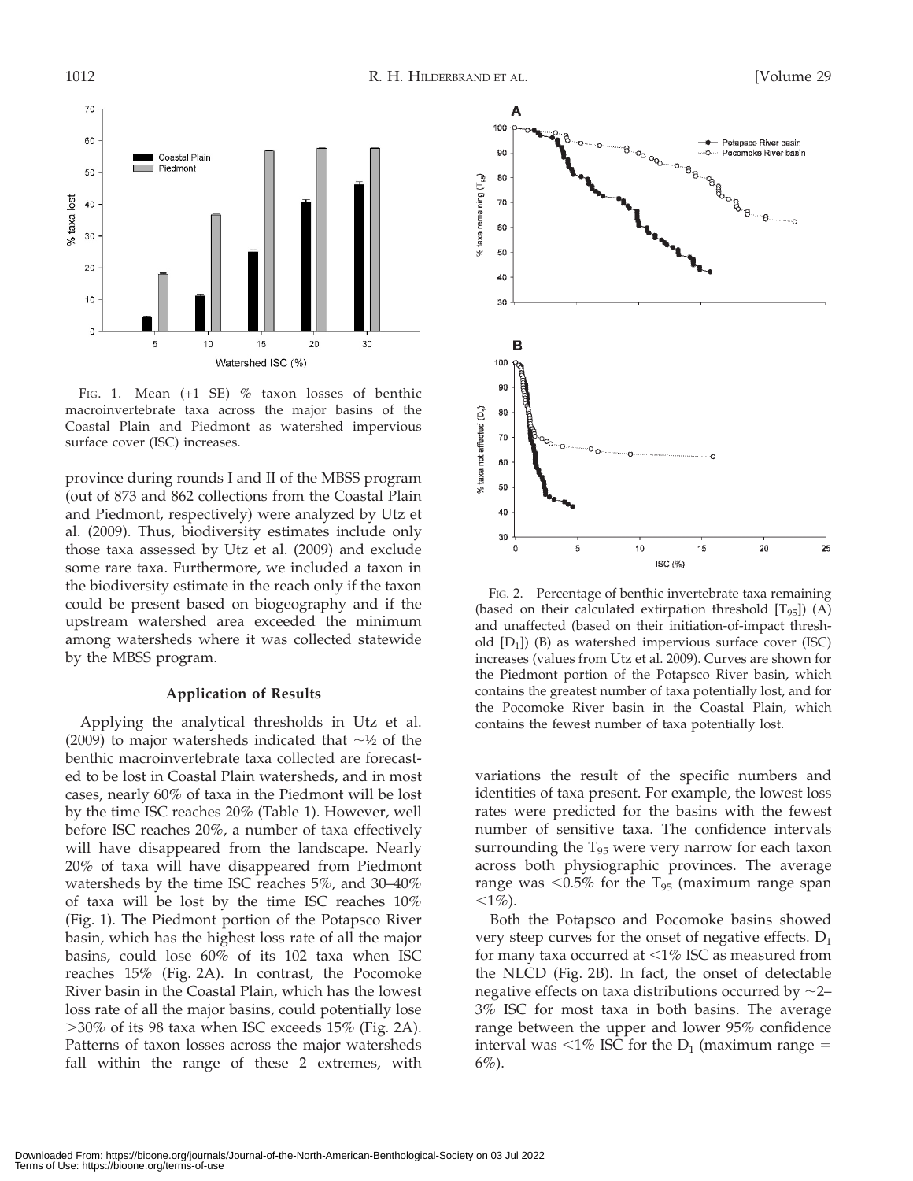FIG. 1. Mean (+1 SE) % taxon losses of benthic macroinvertebrate taxa across the major basins of the Coastal Plain and Piedmont as watershed impervious surface cover (ISC) increases.

province during rounds I and II of the MBSS program (out of 873 and 862 collections from the Coastal Plain and Piedmont, respectively) were analyzed by Utz et al. (2009). Thus, biodiversity estimates include only those taxa assessed by Utz et al. (2009) and exclude some rare taxa. Furthermore, we included a taxon in the biodiversity estimate in the reach only if the taxon could be present based on biogeography and if the upstream watershed area exceeded the minimum among watersheds where it was collected statewide by the MBSS program.

## Application of Results

Applying the analytical thresholds in Utz et al. (2009) to major watersheds indicated that ~½ of the benthic macroinvertebrate taxa collected are forecasted to be lost in Coastal Plain watersheds, and in most cases, nearly 60% of taxa in the Piedmont will be lost by the time ISC reaches 20% (Table 1). However, well before ISC reaches 20%, a number of taxa effectively will have disappeared from the landscape. Nearly 20% of taxa will have disappeared from Piedmont watersheds by the time ISC reaches 5%, and 30–40% of taxa will be lost by the time ISC reaches 10% (Fig. 1). The Piedmont portion of the Potapsco River basin, which has the highest loss rate of all the major basins, could lose 60% of its 102 taxa when ISC reaches 15% (Fig. 2A). In contrast, the Pocomoke River basin in the Coastal Plain, which has the lowest loss rate of all the major basins, could potentially lose >30% of its 98 taxa when ISC exceeds 15% (Fig. 2A). Patterns of taxon losses across the major watersheds fall within the range of these 2 extremes, with variations the result of the specific numbers and identities of taxa present. For example, the lowest loss rates were predicted for the basins with the fewest number of sensitive taxa. The confidence intervals surrounding the $T_{95}$ were very narrow for each taxon across both physiographic provinces. The average range was <0.5% for the $T_{95}$ (maximum range span <1%).

FIG. 2. Percentage of benthic invertebrate taxa remaining (based on their calculated extirpation threshold [$T_{95}$]) (A) and unaffected (based on their initiation-of-impact threshold [$D_1$]) (B) as watershed impervious surface cover (ISC) increases (values from Utz et al. 2009). Curves are shown for the Piedmont portion of the Potapsco River basin, which contains the greatest number of taxa potentially lost, and for the Pocomoke River basin in the Coastal Plain, which contains the fewest number of taxa potentially lost.

Both the Potapsco and Pocomoke basins showed very steep curves for the onset of negative effects. $D_1$ for many taxa occurred at <1% ISC as measured from the NLCD (Fig. 2B). In fact, the onset of detectable negative effects on taxa distributions occurred by ~2–3% ISC for most taxa in both basins. The average range between the upper and lower 95% confidence interval was <1% ISC for the $D_1$ (maximum range = 6%).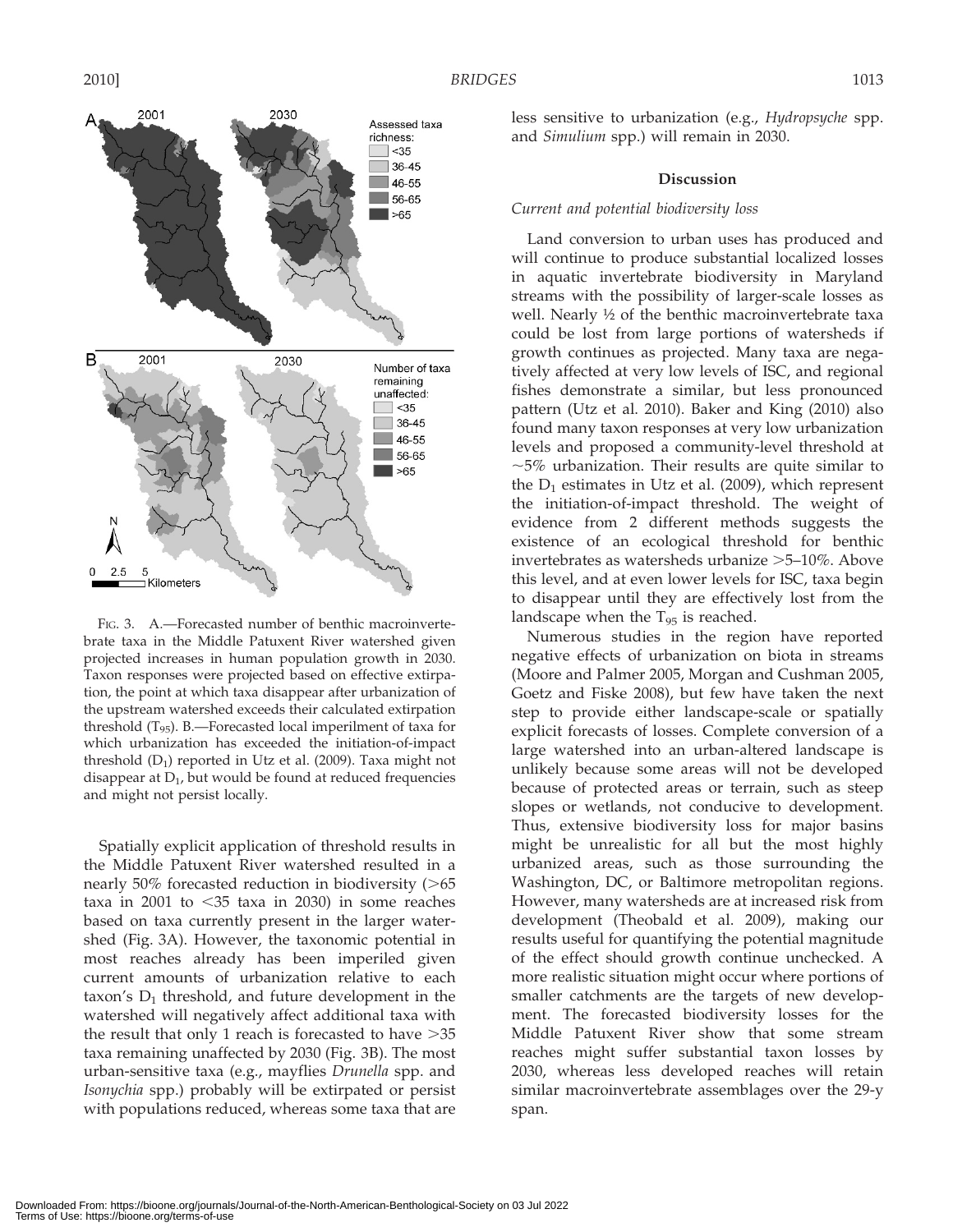FIG. 3. A.—Forecasted number of benthic macroinvertebrate taxa in the Middle Patuxent River watershed given projected increases in human population growth in 2030. Taxon responses were projected based on effective extirpation, the point at which taxa disappear after urbanization of the upstream watershed exceeds their calculated extirpation threshold ($T_{95}$). B.—Forecasted local imperilment of taxa for which urbanization has exceeded the initiation-of-impact threshold ($D_1$) reported in Utz et al. (2009). Taxa might not disappear at $D_1$, but would be found at reduced frequencies and might not persist locally.

Spatially explicit application of threshold results in the Middle Patuxent River watershed resulted in a nearly 50% forecasted reduction in biodiversity (>65 taxa in 2001 to <35 taxa in 2030) in some reaches based on taxa currently present in the larger watershed (Fig. 3A). However, the taxonomic potential in most reaches already has been imperiled given current amounts of urbanization relative to each taxon's $D_1$ threshold, and future development in the watershed will negatively affect additional taxa with the result that only 1 reach is forecasted to have >35 taxa remaining unaffected by 2030 (Fig. 3B). The most urban-sensitive taxa (e.g., mayflies *Drunella* spp. and *Isonychia* spp.) probably will be extirpated or persist with populations reduced, whereas some taxa that are less sensitive to urbanization (e.g., *Hydropsyche* spp. and *Simulium* spp.) will remain in 2030.

## Discussion

### *Current and potential biodiversity loss*

Land conversion to urban uses has produced and will continue to produce substantial localized losses in aquatic invertebrate biodiversity in Maryland streams with the possibility of larger-scale losses as well. Nearly ½ of the benthic macroinvertebrate taxa could be lost from large portions of watersheds if growth continues as projected. Many taxa are negatively affected at very low levels of ISC, and regional fishes demonstrate a similar, but less pronounced pattern (Utz et al. 2010). Baker and King (2010) also found many taxon responses at very low urbanization levels and proposed a community-level threshold at ~5% urbanization. Their results are quite similar to the $D_1$ estimates in Utz et al. (2009), which represent the initiation-of-impact threshold. The weight of evidence from 2 different methods suggests the existence of an ecological threshold for benthic invertebrates as watersheds urbanize >5–10%. Above this level, and at even lower levels for ISC, taxa begin to disappear until they are effectively lost from the landscape when the $T_{95}$ is reached.

Numerous studies in the region have reported negative effects of urbanization on biota in streams (Moore and Palmer 2005, Morgan and Cushman 2005, Goetz and Fiske 2008), but few have taken the next step to provide either landscape-scale or spatially explicit forecasts of losses. Complete conversion of a large watershed into an urban-altered landscape is unlikely because some areas will not be developed because of protected areas or terrain, such as steep slopes or wetlands, not conducive to development. Thus, extensive biodiversity loss for major basins might be unrealistic for all but the most highly urbanized areas, such as those surrounding the Washington, DC, or Baltimore metropolitan regions. However, many watersheds are at increased risk from development (Theobald et al. 2009), making our results useful for quantifying the potential magnitude of the effect should growth continue unchecked. A more realistic situation might occur where portions of smaller catchments are the targets of new development. The forecasted biodiversity losses for the Middle Patuxent River show that some stream reaches might suffer substantial taxon losses by 2030, whereas less developed reaches will retain similar macroinvertebrate assemblages over the 29-y span.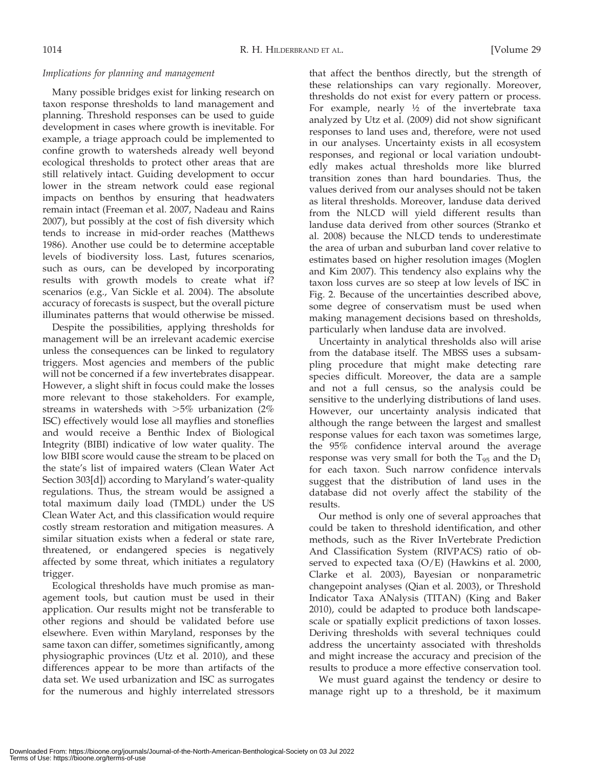*Implications for planning and management*

Many possible bridges exist for linking research on taxon response thresholds to land management and planning. Threshold responses can be used to guide development in cases where growth is inevitable. For example, a triage approach could be implemented to confine growth to watersheds already well beyond ecological thresholds to protect other areas that are still relatively intact. Guiding development to occur lower in the stream network could ease regional impacts on benthos by ensuring that headwaters remain intact (Freeman et al. 2007, Nadeau and Rains 2007), but possibly at the cost of fish diversity which tends to increase in mid-order reaches (Matthews 1986). Another use could be to determine acceptable levels of biodiversity loss. Last, futures scenarios, such as ours, can be developed by incorporating results with growth models to create what if? scenarios (e.g., Van Sickle et al. 2004). The absolute accuracy of forecasts is suspect, but the overall picture illuminates patterns that would otherwise be missed.

Despite the possibilities, applying thresholds for management will be an irrelevant academic exercise unless the consequences can be linked to regulatory triggers. Most agencies and members of the public will not be concerned if a few invertebrates disappear. However, a slight shift in focus could make the losses more relevant to those stakeholders. For example, streams in watersheds with >5% urbanization (2% ISC) effectively would lose all mayflies and stoneflies and would receive a Benthic Index of Biological Integrity (BIBI) indicative of low water quality. The low BIBI score would cause the stream to be placed on the state's list of impaired waters (Clean Water Act Section 303[d]) according to Maryland's water-quality regulations. Thus, the stream would be assigned a total maximum daily load (TMDL) under the US Clean Water Act, and this classification would require costly stream restoration and mitigation measures. A similar situation exists when a federal or state rare, threatened, or endangered species is negatively affected by some threat, which initiates a regulatory trigger.

Ecological thresholds have much promise as management tools, but caution must be used in their application. Our results might not be transferable to other regions and should be validated before use elsewhere. Even within Maryland, responses by the same taxon can differ, sometimes significantly, among physiographic provinces (Utz et al. 2010), and these differences appear to be more than artifacts of the data set. We used urbanization and ISC as surrogates for the numerous and highly interrelated stressors that affect the benthos directly, but the strength of these relationships can vary regionally. Moreover, thresholds do not exist for every pattern or process. For example, nearly ½ of the invertebrate taxa analyzed by Utz et al. (2009) did not show significant responses to land uses and, therefore, were not used in our analyses. Uncertainty exists in all ecosystem responses, and regional or local variation undoubtedly makes actual thresholds more like blurred transition zones than hard boundaries. Thus, the values derived from our analyses should not be taken as literal thresholds. Moreover, landuse data derived from the NLCD will yield different results than landuse data derived from other sources (Stranko et al. 2008) because the NLCD tends to underestimate the area of urban and suburban land cover relative to estimates based on higher resolution images (Moglen and Kim 2007). This tendency also explains why the taxon loss curves are so steep at low levels of ISC in Fig. 2. Because of the uncertainties described above, some degree of conservatism must be used when making management decisions based on thresholds, particularly when landuse data are involved.

Uncertainty in analytical thresholds also will arise from the database itself. The MBSS uses a subsampling procedure that might make detecting rare species difficult. Moreover, the data are a sample and not a full census, so the analysis could be sensitive to the underlying distributions of land uses. However, our uncertainty analysis indicated that although the range between the largest and smallest response values for each taxon was sometimes large, the 95% confidence interval around the average response was very small for both the $T_{95}$ and the $D_1$ for each taxon. Such narrow confidence intervals suggest that the distribution of land uses in the database did not overly affect the stability of the results.

Our method is only one of several approaches that could be taken to threshold identification, and other methods, such as the River InVertebrate Prediction And Classification System (RIVPACS) ratio of observed to expected taxa (O/E) (Hawkins et al. 2000, Clarke et al. 2003), Bayesian or nonparametric changepoint analyses (Qian et al. 2003), or Threshold Indicator Taxa ANalysis (TITAN) (King and Baker 2010), could be adapted to produce both landscape-scale or spatially explicit predictions of taxon losses. Deriving thresholds with several techniques could address the uncertainty associated with thresholds and might increase the accuracy and precision of the results to produce a more effective conservation tool.

We must guard against the tendency or desire to manage right up to a threshold, be it maximum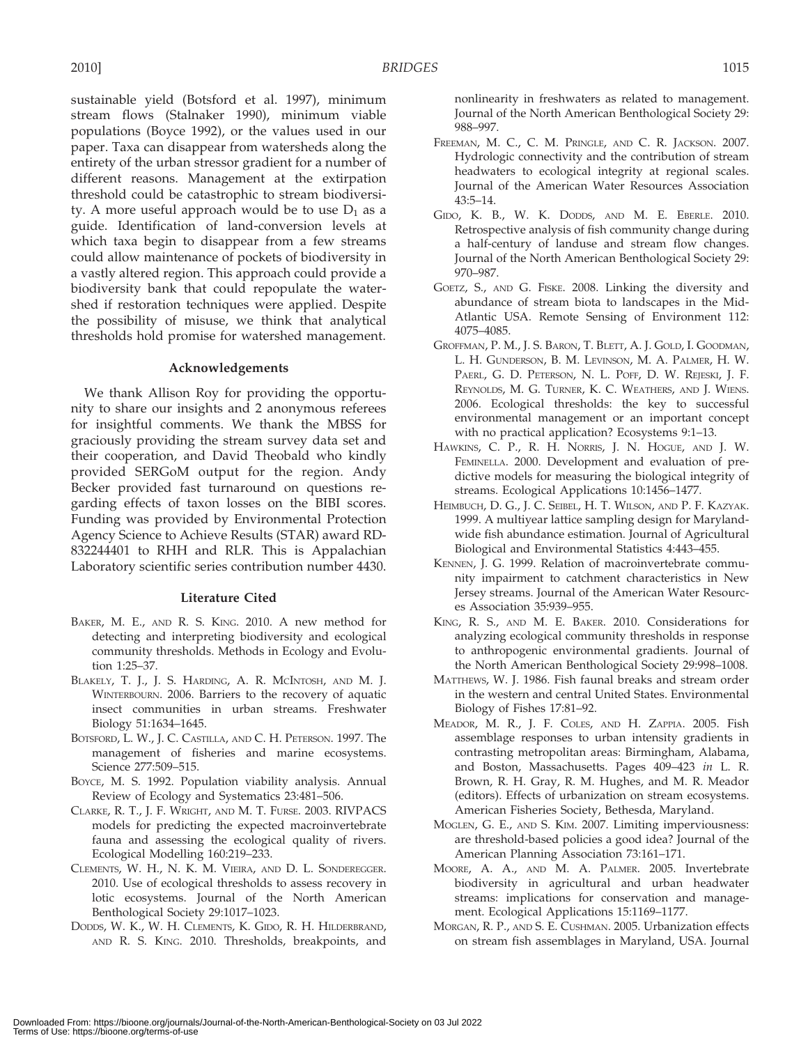sustainable yield (Botsford et al. 1997), minimum stream flows (Stalnaker 1990), minimum viable populations (Boyce 1992), or the values used in our paper. Taxa can disappear from watersheds along the entirety of the urban stressor gradient for a number of different reasons. Management at the extirpation threshold could be catastrophic to stream biodiversity. A more useful approach would be to use $D_1$ as a guide. Identification of land-conversion levels at which taxa begin to disappear from a few streams could allow maintenance of pockets of biodiversity in a vastly altered region. This approach could provide a biodiversity bank that could repopulate the watershed if restoration techniques were applied. Despite the possibility of misuse, we think that analytical thresholds hold promise for watershed management.

## Acknowledgements

We thank Allison Roy for providing the opportunity to share our insights and 2 anonymous referees for insightful comments. We thank the MBSS for graciously providing the stream survey data set and their cooperation, and David Theobald who kindly provided SERGoM output for the region. Andy Becker provided fast turnaround on questions regarding effects of taxon losses on the BIBI scores. Funding was provided by Environmental Protection Agency Science to Achieve Results (STAR) award RD-832244401 to RHH and RLR. This is Appalachian Laboratory scientific series contribution number 4430.

## Literature Cited

Baker, M. E., and R. S. King. 2010. A new method for detecting and interpreting biodiversity and ecological community thresholds. Methods in Ecology and Evolution 1:25–37.

Blakely, T. J., J. S. Harding, A. R. McIntosh, and M. J. Winterbourn. 2006. Barriers to the recovery of aquatic insect communities in urban streams. Freshwater Biology 51:1634–1645.

Botsford, L. W., J. C. Castilla, and C. H. Peterson. 1997. The management of fisheries and marine ecosystems. Science 277:509–515.

Boyce, M. S. 1992. Population viability analysis. Annual Review of Ecology and Systematics 23:481–506.

Clarke, R. T., J. F. Wright, and M. T. Furse. 2003. RIVPACS models for predicting the expected macroinvertebrate fauna and assessing the ecological quality of rivers. Ecological Modelling 160:219–233.

Clements, W. H., N. K. M. Vieira, and D. L. Sonderegger. 2010. Use of ecological thresholds to assess recovery in lotic ecosystems. Journal of the North American Benthological Society 29:1017–1023.

Dodds, W. K., W. H. Clements, K. Gido, R. H. Hilderbrand, and R. S. King. 2010. Thresholds, breakpoints, and nonlinearity in freshwaters as related to management. Journal of the North American Benthological Society 29: 988–997.

Freeman, M. C., C. M. Pringle, and C. R. Jackson. 2007. Hydrologic connectivity and the contribution of stream headwaters to ecological integrity at regional scales. Journal of the American Water Resources Association 43:5–14.

Gido, K. B., W. K. Dodds, and M. E. Eberle. 2010. Retrospective analysis of fish community change during a half-century of landuse and stream flow changes. Journal of the North American Benthological Society 29: 970–987.

Goetz, S., and G. Fiske. 2008. Linking the diversity and abundance of stream biota to landscapes in the Mid-Atlantic USA. Remote Sensing of Environment 112: 4075–4085.

Groffman, P. M., J. S. Baron, T. Blett, A. J. Gold, I. Goodman, L. H. Gunderson, B. M. Levinson, M. A. Palmer, H. W. Paerl, G. D. Peterson, N. L. Poff, D. W. Rejeski, J. F. Reynolds, M. G. Turner, K. C. Weathers, and J. Wiens. 2006. Ecological thresholds: the key to successful environmental management or an important concept with no practical application? Ecosystems 9:1–13.

Hawkins, C. P., R. H. Norris, J. N. Hogue, and J. W. Feminella. 2000. Development and evaluation of predictive models for measuring the biological integrity of streams. Ecological Applications 10:1456–1477.

Heimbuch, D. G., J. C. Seibel, H. T. Wilson, and P. F. Kazyak. 1999. A multiyear lattice sampling design for Maryland-wide fish abundance estimation. Journal of Agricultural Biological and Environmental Statistics 4:443–455.

Kennen, J. G. 1999. Relation of macroinvertebrate community impairment to catchment characteristics in New Jersey streams. Journal of the American Water Resources Association 35:939–955.

King, R. S., and M. E. Baker. 2010. Considerations for analyzing ecological community thresholds in response to anthropogenic environmental gradients. Journal of the North American Benthological Society 29:998–1008.

Matthews, W. J. 1986. Fish faunal breaks and stream order in the western and central United States. Environmental Biology of Fishes 17:81–92.

Meador, M. R., J. F. Coles, and H. Zappia. 2005. Fish assemblage responses to urban intensity gradients in contrasting metropolitan areas: Birmingham, Alabama, and Boston, Massachusetts. Pages 409–423 *in* L. R. Brown, R. H. Gray, R. M. Hughes, and M. R. Meador (editors). Effects of urbanization on stream ecosystems. American Fisheries Society, Bethesda, Maryland.

Moglen, G. E., and S. Kim. 2007. Limiting imperviousness: are threshold-based policies a good idea? Journal of the American Planning Association 73:161–171.

Moore, A. A., and M. A. Palmer. 2005. Invertebrate biodiversity in agricultural and urban headwater streams: implications for conservation and management. Ecological Applications 15:1169–1177.

Morgan, R. P., and S. E. Cushman. 2005. Urbanization effects on stream fish assemblages in Maryland, USA. Journal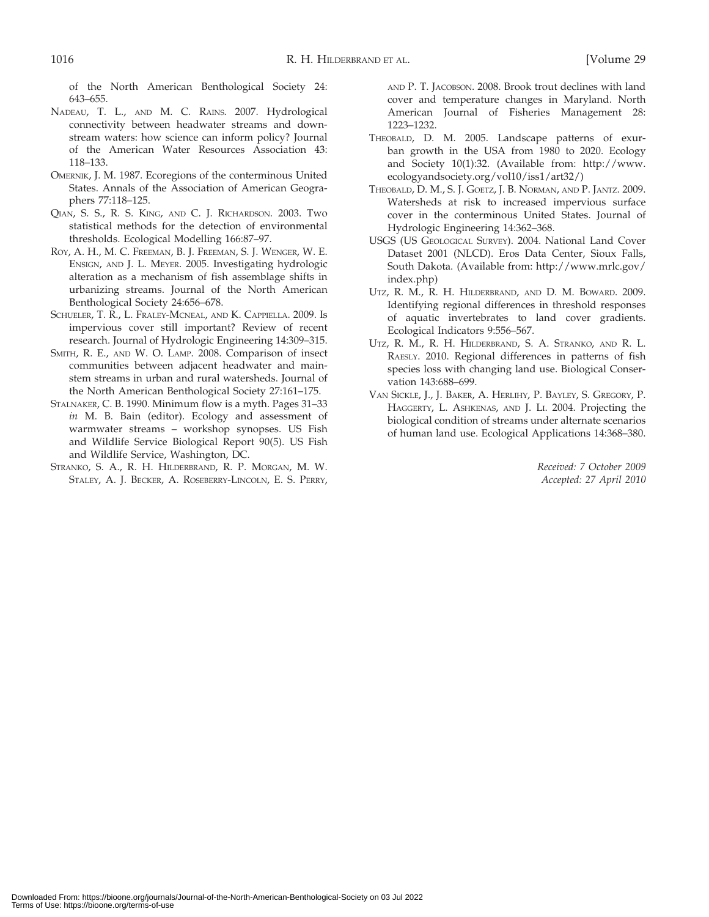of the North American Benthological Society 24: 643–655.

NADEAU, T. L., AND M. C. RAINS. 2007. Hydrological connectivity between headwater streams and downstream waters: how science can inform policy? Journal of the American Water Resources Association 43: 118–133.

OMERNIK, J. M. 1987. Ecoregions of the conterminous United States. Annals of the Association of American Geographers 77:118–125.

QIAN, S. S., R. S. KING, AND C. J. RICHARDSON. 2003. Two statistical methods for the detection of environmental thresholds. Ecological Modelling 166:87–97.

ROY, A. H., M. C. FREEMAN, B. J. FREEMAN, S. J. WENGER, W. E. ENSIGN, AND J. L. MEYER. 2005. Investigating hydrologic alteration as a mechanism of fish assemblage shifts in urbanizing streams. Journal of the North American Benthological Society 24:656–678.

SCHUELER, T. R., L. FRALEY-MCNEAL, AND K. CAPPIELLA. 2009. Is impervious cover still important? Review of recent research. Journal of Hydrologic Engineering 14:309–315.

SMITH, R. E., AND W. O. LAMP. 2008. Comparison of insect communities between adjacent headwater and mainstem streams in urban and rural watersheds. Journal of the North American Benthological Society 27:161–175.

STALNAKER, C. B. 1990. Minimum flow is a myth. Pages 31–33 *in* M. B. Bain (editor). Ecology and assessment of warmwater streams – workshop synopses. US Fish and Wildlife Service Biological Report 90(5). US Fish and Wildlife Service, Washington, DC.

STRANKO, S. A., R. H. HILDERBRAND, R. P. MORGAN, M. W. STALEY, A. J. BECKER, A. ROSEBERRY-LINCOLN, E. S. PERRY, AND P. T. JACOBSON. 2008. Brook trout declines with land cover and temperature changes in Maryland. North American Journal of Fisheries Management 28: 1223–1232.

THEOBALD, D. M. 2005. Landscape patterns of exurban growth in the USA from 1980 to 2020. Ecology and Society 10(1):32. (Available from: http://www.ecologyandsociety.org/vol10/iss1/art32/)

THEOBALD, D. M., S. J. GOETZ, J. B. NORMAN, AND P. JANTZ. 2009. Watersheds at risk to increased impervious surface cover in the conterminous United States. Journal of Hydrologic Engineering 14:362–368.

USGS (US GEOLOGICAL SURVEY). 2004. National Land Cover Dataset 2001 (NLCD). Eros Data Center, Sioux Falls, South Dakota. (Available from: http://www.mrlc.gov/index.php)

UTZ, R. M., R. H. HILDERBRAND, AND D. M. BOWARD. 2009. Identifying regional differences in threshold responses of aquatic invertebrates to land cover gradients. Ecological Indicators 9:556–567.

UTZ, R. M., R. H. HILDERBRAND, S. A. STRANKO, AND R. L. RAESLY. 2010. Regional differences in patterns of fish species loss with changing land use. Biological Conservation 143:688–699.

VAN SICKLE, J., J. BAKER, A. HERLIHY, P. BAYLEY, S. GREGORY, P. HAGGERTY, L. ASHKENAS, AND J. LI. 2004. Projecting the biological condition of streams under alternate scenarios of human land use. Ecological Applications 14:368–380.

*Received: 7 October 2009*
*Accepted: 27 April 2010*